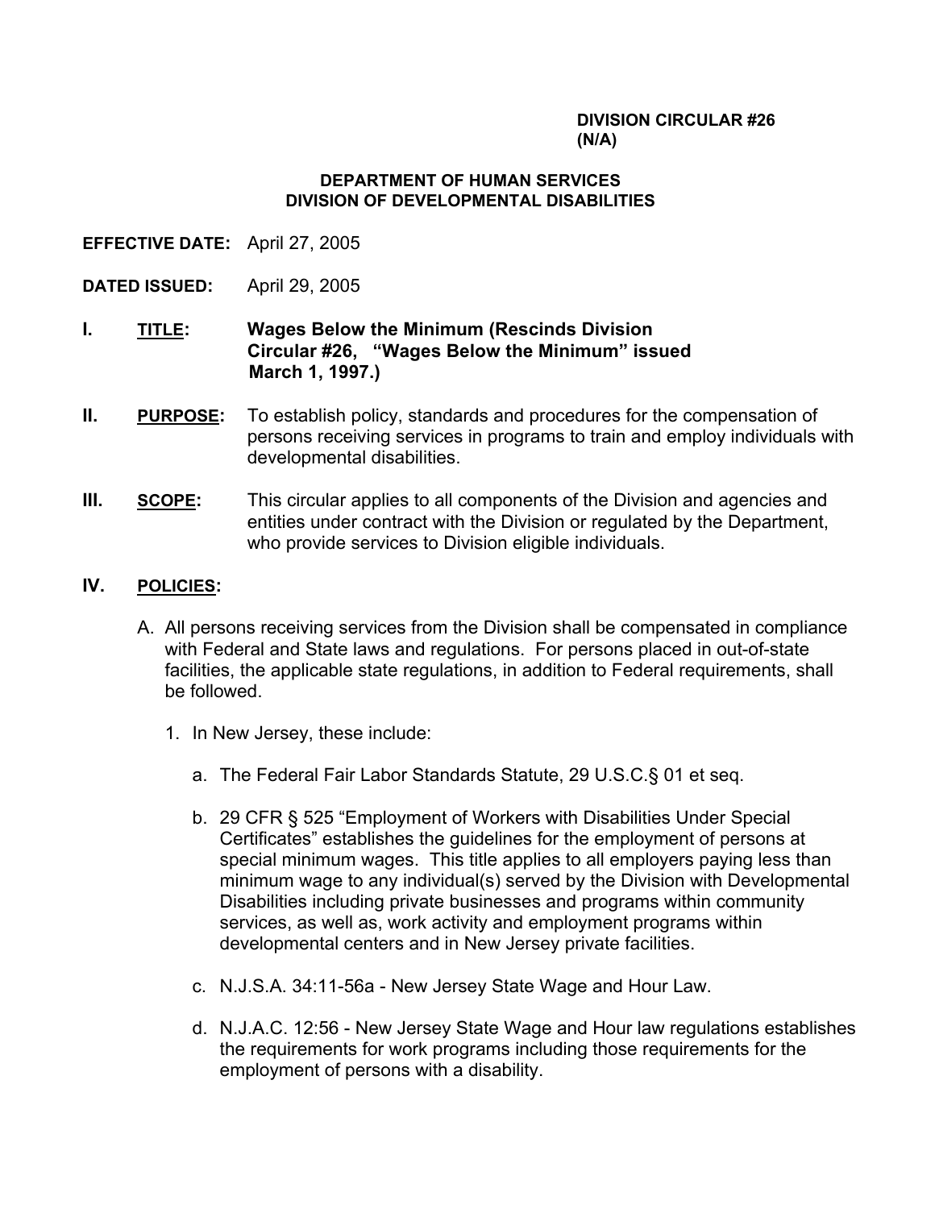**DIVISION CIRCULAR #26**
**(N/A)**

**DEPARTMENT OF HUMAN SERVICES**
**DIVISION OF DEVELOPMENTAL DISABILITIES**

**EFFECTIVE DATE:** April 27, 2005

**DATED ISSUED:** April 29, 2005

**I. TITLE:** **Wages Below the Minimum (Rescinds Division Circular #26, "Wages Below the Minimum" issued March 1, 1997.)**

**II. PURPOSE:** To establish policy, standards and procedures for the compensation of persons receiving services in programs to train and employ individuals with developmental disabilities.

**III. SCOPE:** This circular applies to all components of the Division and agencies and entities under contract with the Division or regulated by the Department, who provide services to Division eligible individuals.

**IV. POLICIES:**

A. All persons receiving services from the Division shall be compensated in compliance with Federal and State laws and regulations. For persons placed in out-of-state facilities, the applicable state regulations, in addition to Federal requirements, shall be followed.

1. In New Jersey, these include:

   a. The Federal Fair Labor Standards Statute, 29 U.S.C.§ 01 et seq.

   b. 29 CFR § 525 "Employment of Workers with Disabilities Under Special Certificates" establishes the guidelines for the employment of persons at special minimum wages. This title applies to all employers paying less than minimum wage to any individual(s) served by the Division with Developmental Disabilities including private businesses and programs within community services, as well as, work activity and employment programs within developmental centers and in New Jersey private facilities.

   c. N.J.S.A. 34:11-56a - New Jersey State Wage and Hour Law.

   d. N.J.A.C. 12:56 - New Jersey State Wage and Hour law regulations establishes the requirements for work programs including those requirements for the employment of persons with a disability.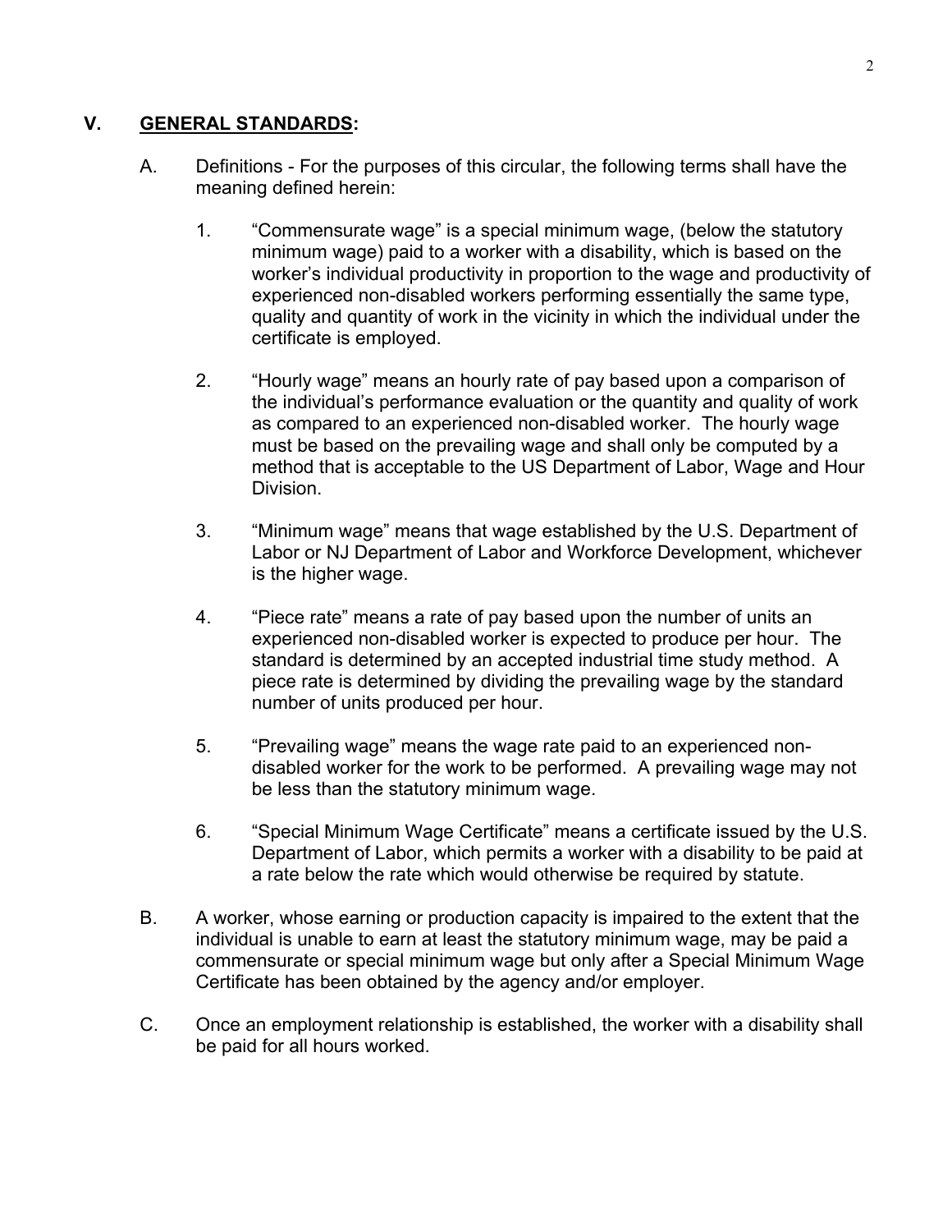## V. GENERAL STANDARDS:

A. Definitions - For the purposes of this circular, the following terms shall have the meaning defined herein:

1. “Commensurate wage” is a special minimum wage, (below the statutory minimum wage) paid to a worker with a disability, which is based on the worker’s individual productivity in proportion to the wage and productivity of experienced non-disabled workers performing essentially the same type, quality and quantity of work in the vicinity in which the individual under the certificate is employed.

2. “Hourly wage” means an hourly rate of pay based upon a comparison of the individual’s performance evaluation or the quantity and quality of work as compared to an experienced non-disabled worker. The hourly wage must be based on the prevailing wage and shall only be computed by a method that is acceptable to the US Department of Labor, Wage and Hour Division.

3. “Minimum wage” means that wage established by the U.S. Department of Labor or NJ Department of Labor and Workforce Development, whichever is the higher wage.

4. “Piece rate” means a rate of pay based upon the number of units an experienced non-disabled worker is expected to produce per hour. The standard is determined by an accepted industrial time study method. A piece rate is determined by dividing the prevailing wage by the standard number of units produced per hour.

5. “Prevailing wage” means the wage rate paid to an experienced non-disabled worker for the work to be performed. A prevailing wage may not be less than the statutory minimum wage.

6. “Special Minimum Wage Certificate” means a certificate issued by the U.S. Department of Labor, which permits a worker with a disability to be paid at a rate below the rate which would otherwise be required by statute.

B. A worker, whose earning or production capacity is impaired to the extent that the individual is unable to earn at least the statutory minimum wage, may be paid a commensurate or special minimum wage but only after a Special Minimum Wage Certificate has been obtained by the agency and/or employer.

C. Once an employment relationship is established, the worker with a disability shall be paid for all hours worked.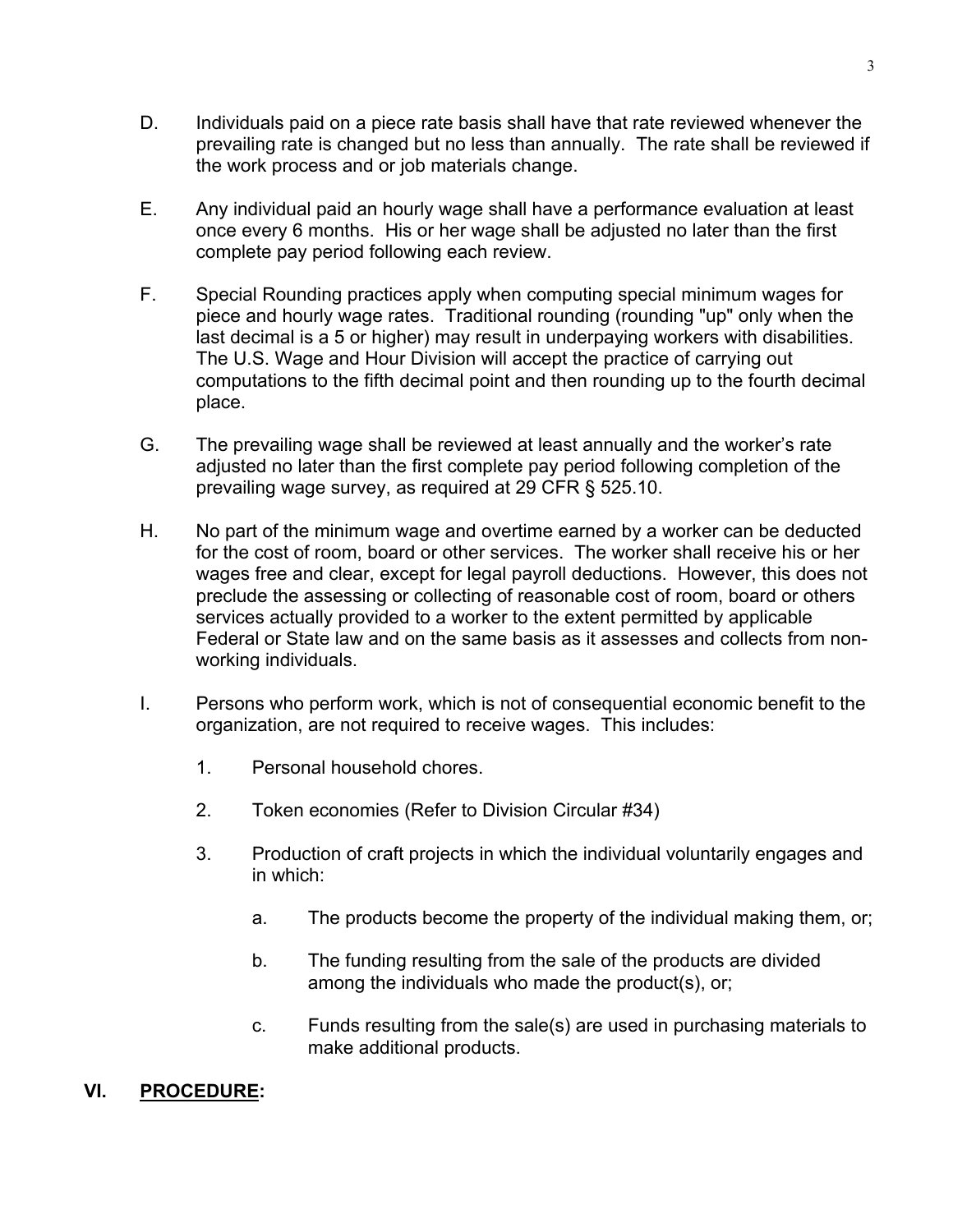D. Individuals paid on a piece rate basis shall have that rate reviewed whenever the prevailing rate is changed but no less than annually. The rate shall be reviewed if the work process and or job materials change.

E. Any individual paid an hourly wage shall have a performance evaluation at least once every 6 months. His or her wage shall be adjusted no later than the first complete pay period following each review.

F. Special Rounding practices apply when computing special minimum wages for piece and hourly wage rates. Traditional rounding (rounding "up" only when the last decimal is a 5 or higher) may result in underpaying workers with disabilities. The U.S. Wage and Hour Division will accept the practice of carrying out computations to the fifth decimal point and then rounding up to the fourth decimal place.

G. The prevailing wage shall be reviewed at least annually and the worker's rate adjusted no later than the first complete pay period following completion of the prevailing wage survey, as required at 29 CFR § 525.10.

H. No part of the minimum wage and overtime earned by a worker can be deducted for the cost of room, board or other services. The worker shall receive his or her wages free and clear, except for legal payroll deductions. However, this does not preclude the assessing or collecting of reasonable cost of room, board or others services actually provided to a worker to the extent permitted by applicable Federal or State law and on the same basis as it assesses and collects from non-working individuals.

I. Persons who perform work, which is not of consequential economic benefit to the organization, are not required to receive wages. This includes:

   1. Personal household chores.

   2. Token economies (Refer to Division Circular #34)

   3. Production of craft projects in which the individual voluntarily engages and in which:

      a. The products become the property of the individual making them, or;

      b. The funding resulting from the sale of the products are divided among the individuals who made the product(s), or;

      c. Funds resulting from the sale(s) are used in purchasing materials to make additional products.

## VI. **PROCEDURE:**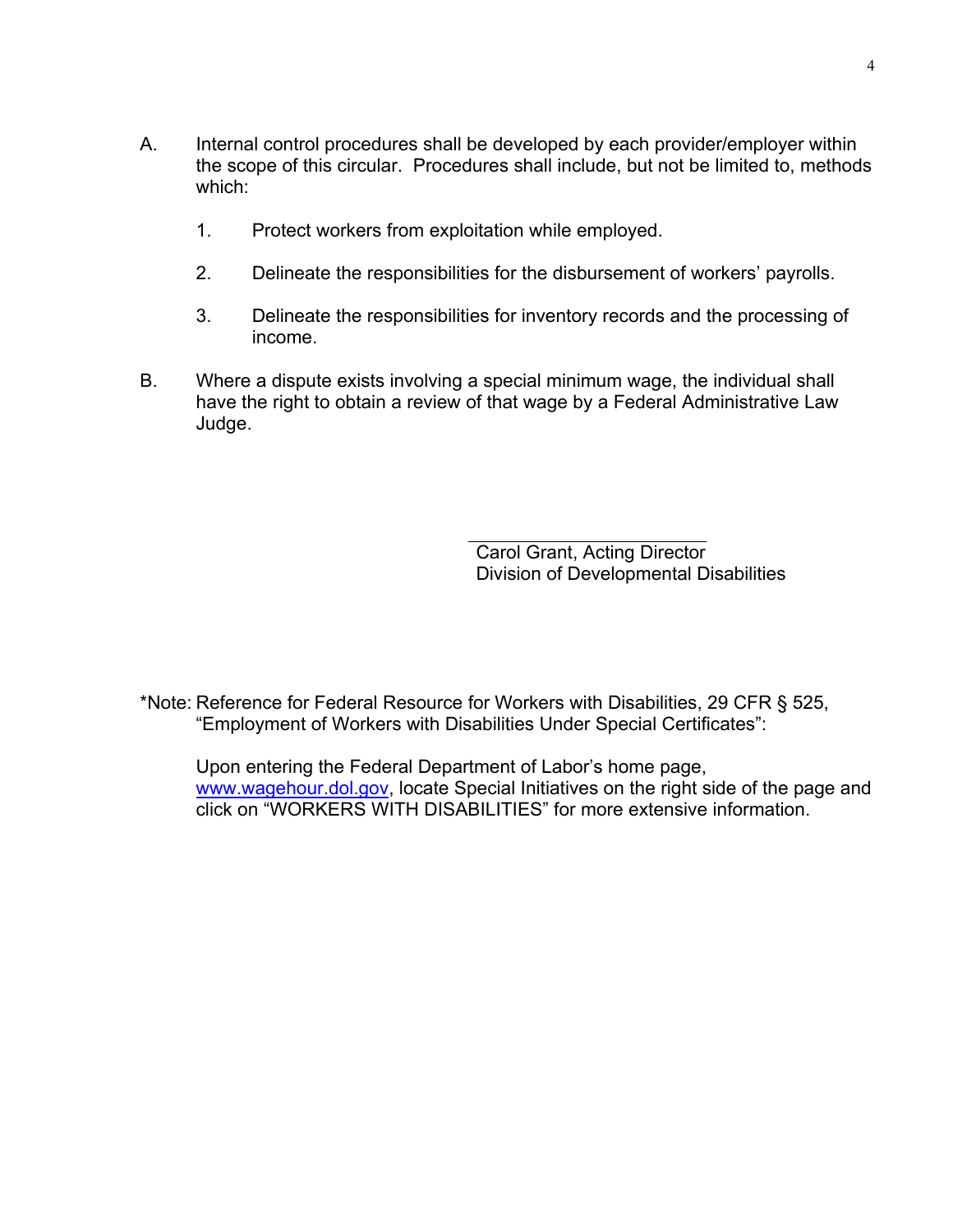A. Internal control procedures shall be developed by each provider/employer within the scope of this circular. Procedures shall include, but not be limited to, methods which:

   1. Protect workers from exploitation while employed.

   2. Delineate the responsibilities for the disbursement of workers' payrolls.

   3. Delineate the responsibilities for inventory records and the processing of income.

B. Where a dispute exists involving a special minimum wage, the individual shall have the right to obtain a review of that wage by a Federal Administrative Law Judge.

Carol Grant, Acting Director
Division of Developmental Disabilities

*Note: Reference for Federal Resource for Workers with Disabilities, 29 CFR § 525, "Employment of Workers with Disabilities Under Special Certificates":

Upon entering the Federal Department of Labor's home page, [www.wagehour.dol.gov](www.wagehour.dol.gov), locate Special Initiatives on the right side of the page and click on "WORKERS WITH DISABILITIES" for more extensive information.